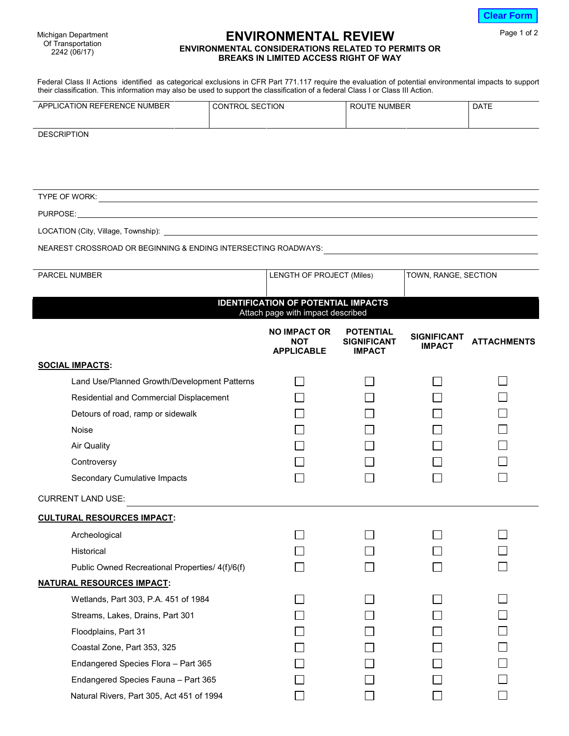Michigan Department Of Transportation
2242 (06/17)

# ENVIRONMENTAL REVIEW

## ENVIRONMENTAL CONSIDERATIONS RELATED TO PERMITS OR BREAKS IN LIMITED ACCESS RIGHT OF WAY

Federal Class II Actions identified as categorical exclusions in CFR Part 771.117 require the evaluation of potential environmental impacts to support their classification. This information may also be used to support the classification of a federal Class I or Class III Action.

| APPLICATION REFERENCE NUMBER | CONTROL SECTION | ROUTE NUMBER | DATE |
|---|---|---|---|
| | | | |

DESCRIPTION

TYPE OF WORK: \_\_\_\_\_\_\_\_\_\_\_\_\_\_\_\_\_\_\_\_

PURPOSE: \_\_\_\_\_\_\_\_\_\_\_\_\_\_\_\_\_\_\_\_

LOCATION (City, Village, Township): \_\_\_\_\_\_\_\_\_\_\_\_\_\_\_\_\_\_\_\_

NEAREST CROSSROAD OR BEGINNING & ENDING INTERSECTING ROADWAYS: \_\_\_\_\_\_\_\_\_\_\_\_\_\_\_\_\_\_\_\_

| PARCEL NUMBER | LENGTH OF PROJECT (Miles) | TOWN, RANGE, SECTION |
|---|---|---|
| | | |

## IDENTIFICATION OF POTENTIAL IMPACTS

Attach page with impact described

| | NO IMPACT OR NOT APPLICABLE | POTENTIAL SIGNIFICANT IMPACT | SIGNIFICANT IMPACT | ATTACHMENTS |
|---|---|---|---|---|
| **SOCIAL IMPACTS:** | | | | |
| Land Use/Planned Growth/Development Patterns | ☐ | ☐ | ☐ | ☐ |
| Residential and Commercial Displacement | ☐ | ☐ | ☐ | ☐ |
| Detours of road, ramp or sidewalk | ☐ | ☐ | ☐ | ☐ |
| Noise | ☐ | ☐ | ☐ | ☐ |
| Air Quality | ☐ | ☐ | ☐ | ☐ |
| Controversy | ☐ | ☐ | ☐ | ☐ |
| Secondary Cumulative Impacts | ☐ | ☐ | ☐ | ☐ |

CURRENT LAND USE: \_\_\_\_\_\_\_\_\_\_\_\_\_\_\_\_\_\_\_\_

| | NO IMPACT OR NOT APPLICABLE | POTENTIAL SIGNIFICANT IMPACT | SIGNIFICANT IMPACT | ATTACHMENTS |
|---|---|---|---|---|
| **CULTURAL RESOURCES IMPACT:** | | | | |
| Archeological | ☐ | ☐ | ☐ | ☐ |
| Historical | ☐ | ☐ | ☐ | ☐ |
| Public Owned Recreational Properties/ 4(f)/6(f) | ☐ | ☐ | ☐ | ☐ |
| **NATURAL RESOURCES IMPACT:** | | | | |
| Wetlands, Part 303, P.A. 451 of 1984 | ☐ | ☐ | ☐ | ☐ |
| Streams, Lakes, Drains, Part 301 | ☐ | ☐ | ☐ | ☐ |
| Floodplains, Part 31 | ☐ | ☐ | ☐ | ☐ |
| Coastal Zone, Part 353, 325 | ☐ | ☐ | ☐ | ☐ |
| Endangered Species Flora – Part 365 | ☐ | ☐ | ☐ | ☐ |
| Endangered Species Fauna – Part 365 | ☐ | ☐ | ☐ | ☐ |
| Natural Rivers, Part 305, Act 451 of 1994 | ☐ | ☐ | ☐ | ☐ |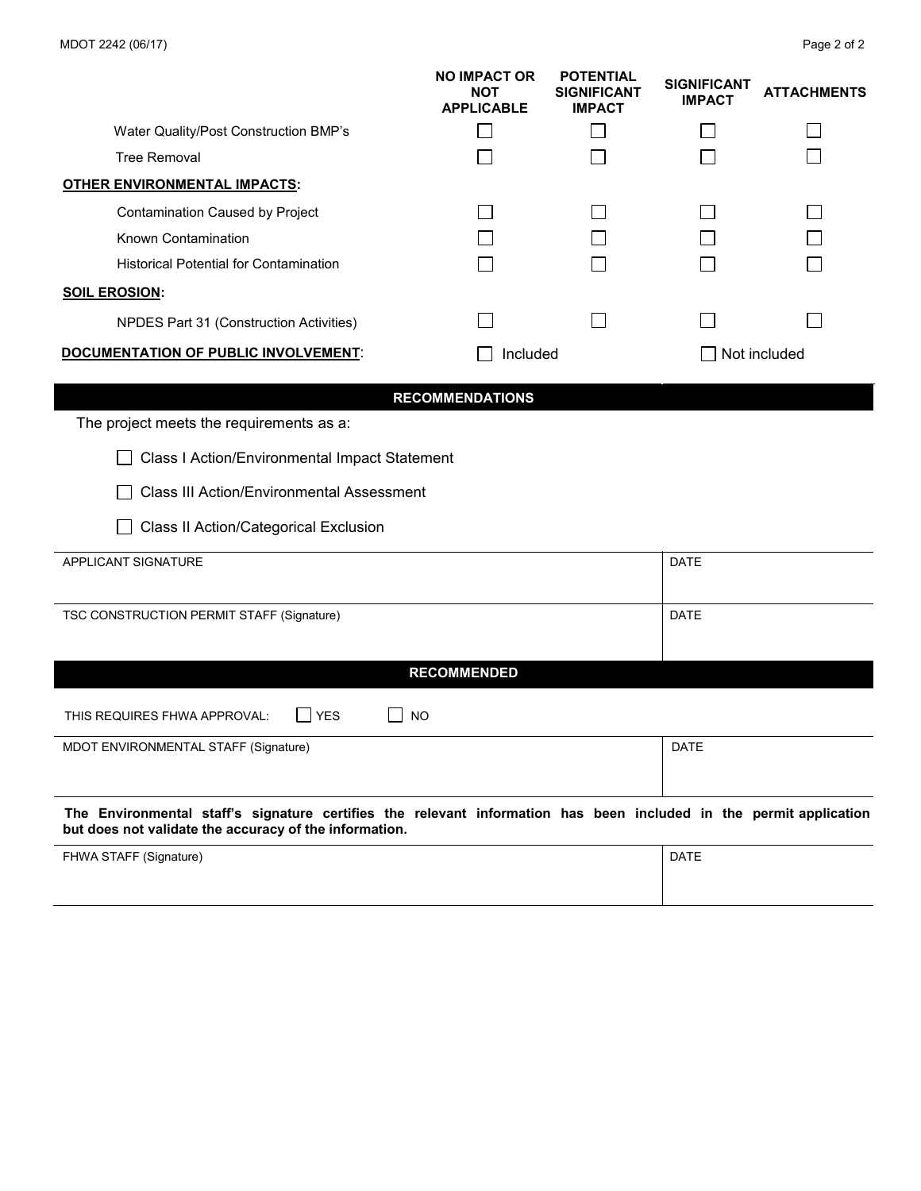| | NO IMPACT OR NOT APPLICABLE | POTENTIAL SIGNIFICANT IMPACT | SIGNIFICANT IMPACT | ATTACHMENTS |
|---|---|---|---|---|
| Water Quality/Post Construction BMP's | ☐ | ☐ | ☐ | ☐ |
| Tree Removal | ☐ | ☐ | ☐ | ☐ |
| **OTHER ENVIRONMENTAL IMPACTS:** | | | | |
| Contamination Caused by Project | ☐ | ☐ | ☐ | ☐ |
| Known Contamination | ☐ | ☐ | ☐ | ☐ |
| Historical Potential for Contamination | ☐ | ☐ | ☐ | ☐ |
| **SOIL EROSION:** | | | | |
| NPDES Part 31 (Construction Activities) | ☐ | ☐ | ☐ | ☐ |

**DOCUMENTATION OF PUBLIC INVOLVEMENT**: ☐ Included ☐ Not included

## RECOMMENDATIONS

The project meets the requirements as a:

- ☐ Class I Action/Environmental Impact Statement
- ☐ Class III Action/Environmental Assessment
- ☐ Class II Action/Categorical Exclusion

| APPLICANT SIGNATURE | DATE |
|---|---|
| | |
| TSC CONSTRUCTION PERMIT STAFF (Signature) | DATE |
| | |

## RECOMMENDED

THIS REQUIRES FHWA APPROVAL: ☐ YES ☐ NO

| MDOT ENVIRONMENTAL STAFF (Signature) | DATE |
|---|---|
| | |

**The Environmental staff's signature certifies the relevant information has been included in the permit application but does not validate the accuracy of the information.**

| FHWA STAFF (Signature) | DATE |
|---|---|
| | |